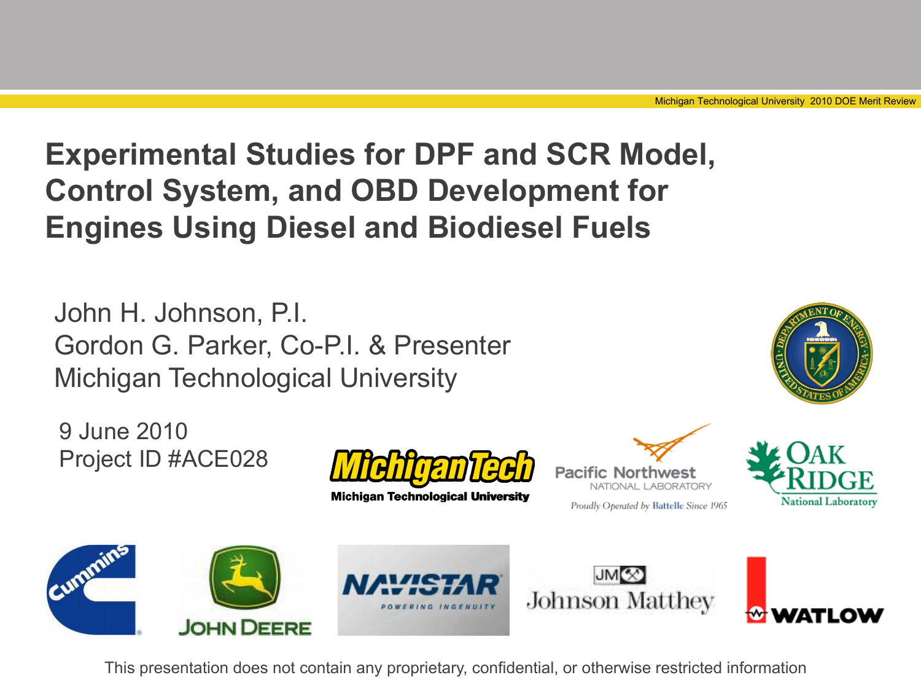# Experimental Studies for DPF and SCR Model, Control System, and OBD Development for Engines Using Diesel and Biodiesel Fuels

John H. Johnson, P.I.
Gordon G. Parker, Co-P.I. & Presenter
Michigan Technological University

9 June 2010
Project ID #ACE028

This presentation does not contain any proprietary, confidential, or otherwise restricted information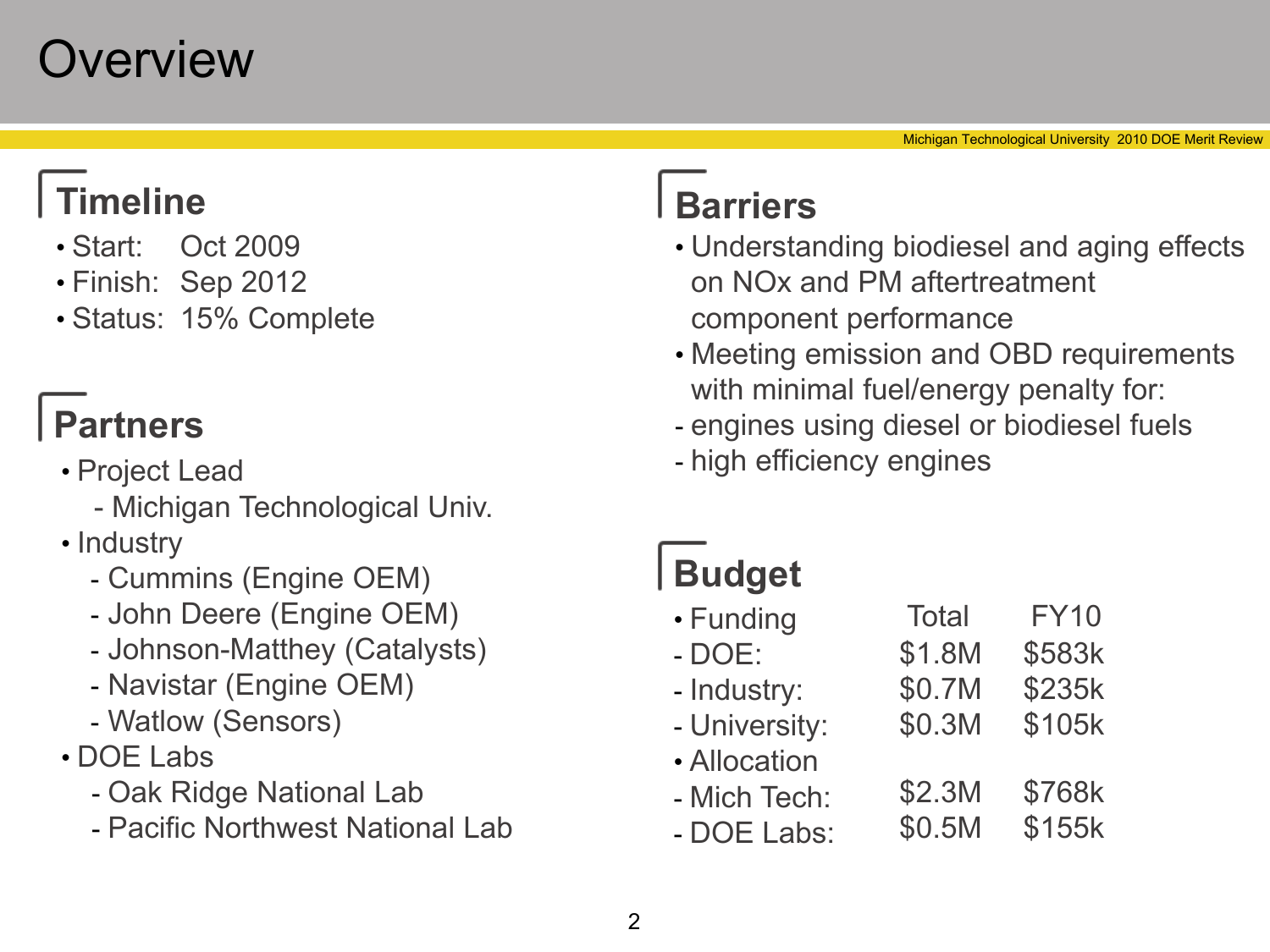# Overview

## Timeline

- Start: Oct 2009
- Finish: Sep 2012
- Status: 15% Complete

## Partners

- Project Lead
  - Michigan Technological Univ.
- Industry
  - Cummins (Engine OEM)
  - John Deere (Engine OEM)
  - Johnson-Matthey (Catalysts)
  - Navistar (Engine OEM)
  - Watlow (Sensors)
- DOE Labs
  - Oak Ridge National Lab
  - Pacific Northwest National Lab

## Barriers

- Understanding biodiesel and aging effects on NOx and PM aftertreatment component performance
- Meeting emission and OBD requirements with minimal fuel/energy penalty for:
  - engines using diesel or biodiesel fuels
  - high efficiency engines

## Budget

| | Total | FY10 |
|---|---|---|
| • Funding | | |
| - DOE: | $1.8M | $583k |
| - Industry: | $0.7M | $235k |
| - University: | $0.3M | $105k |
| • Allocation | | |
| - Mich Tech: | $2.3M | $768k |
| - DOE Labs: | $0.5M | $155k |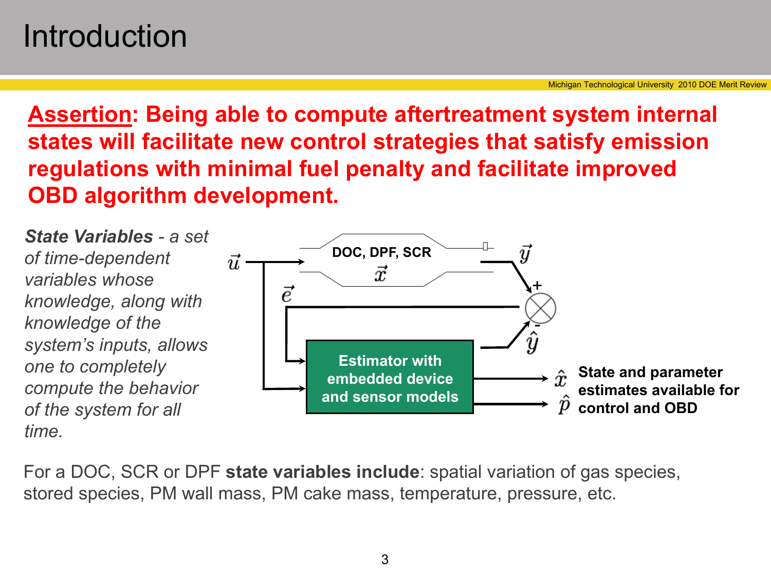# Introduction

**Assertion: Being able to compute aftertreatment system internal states will facilitate new control strategies that satisfy emission regulations with minimal fuel penalty and facilitate improved OBD algorithm development.**

***State Variables*** *- a set of time-dependent variables whose knowledge, along with knowledge of the system's inputs, allows one to completely compute the behavior of the system for all time.*

$\vec{u}$

DOC, DPF, SCR

$\vec{x}$

$\vec{y}$

$\vec{e}$

+

-

$\hat{y}$

Estimator with embedded device and sensor models

$\hat{x}$

$\hat{p}$

**State and parameter estimates available for control and OBD**

For a DOC, SCR or DPF **state variables include**: spatial variation of gas species, stored species, PM wall mass, PM cake mass, temperature, pressure, etc.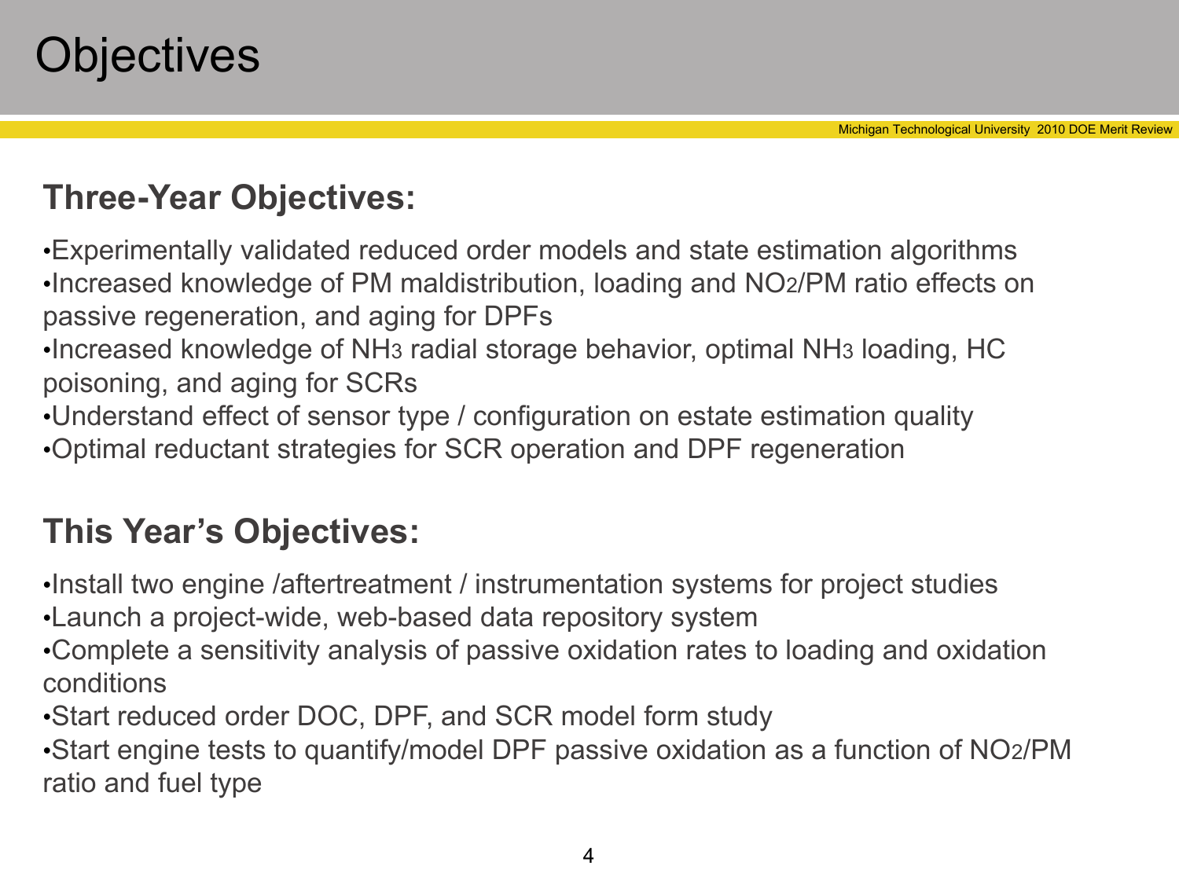# Objectives

## Three-Year Objectives:

- Experimentally validated reduced order models and state estimation algorithms
- Increased knowledge of PM maldistribution, loading and $NO_2$/PM ratio effects on passive regeneration, and aging for DPFs
- Increased knowledge of $NH_3$ radial storage behavior, optimal $NH_3$ loading, HC poisoning, and aging for SCRs
- Understand effect of sensor type / configuration on estate estimation quality
- Optimal reductant strategies for SCR operation and DPF regeneration

## This Year's Objectives:

- Install two engine /aftertreatment / instrumentation systems for project studies
- Launch a project-wide, web-based data repository system
- Complete a sensitivity analysis of passive oxidation rates to loading and oxidation conditions
- Start reduced order DOC, DPF, and SCR model form study
- Start engine tests to quantify/model DPF passive oxidation as a function of $NO_2$/PM ratio and fuel type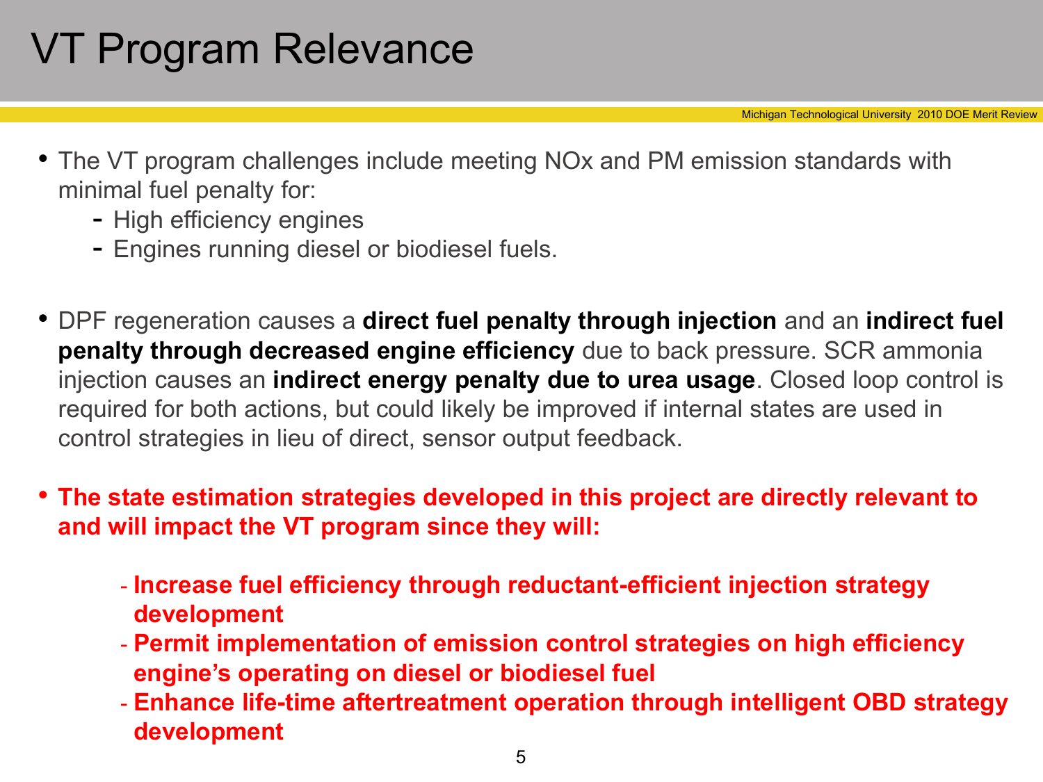# VT Program Relevance

- The VT program challenges include meeting NOx and PM emission standards with minimal fuel penalty for:
  - High efficiency engines
  - Engines running diesel or biodiesel fuels.

- DPF regeneration causes a **direct fuel penalty through injection** and an **indirect fuel penalty through decreased engine efficiency** due to back pressure. SCR ammonia injection causes an **indirect energy penalty due to urea usage**. Closed loop control is required for both actions, but could likely be improved if internal states are used in control strategies in lieu of direct, sensor output feedback.

- **The state estimation strategies developed in this project are directly relevant to and will impact the VT program since they will:**
  - **Increase fuel efficiency through reductant-efficient injection strategy development**
  - **Permit implementation of emission control strategies on high efficiency engine's operating on diesel or biodiesel fuel**
  - **Enhance life-time aftertreatment operation through intelligent OBD strategy development**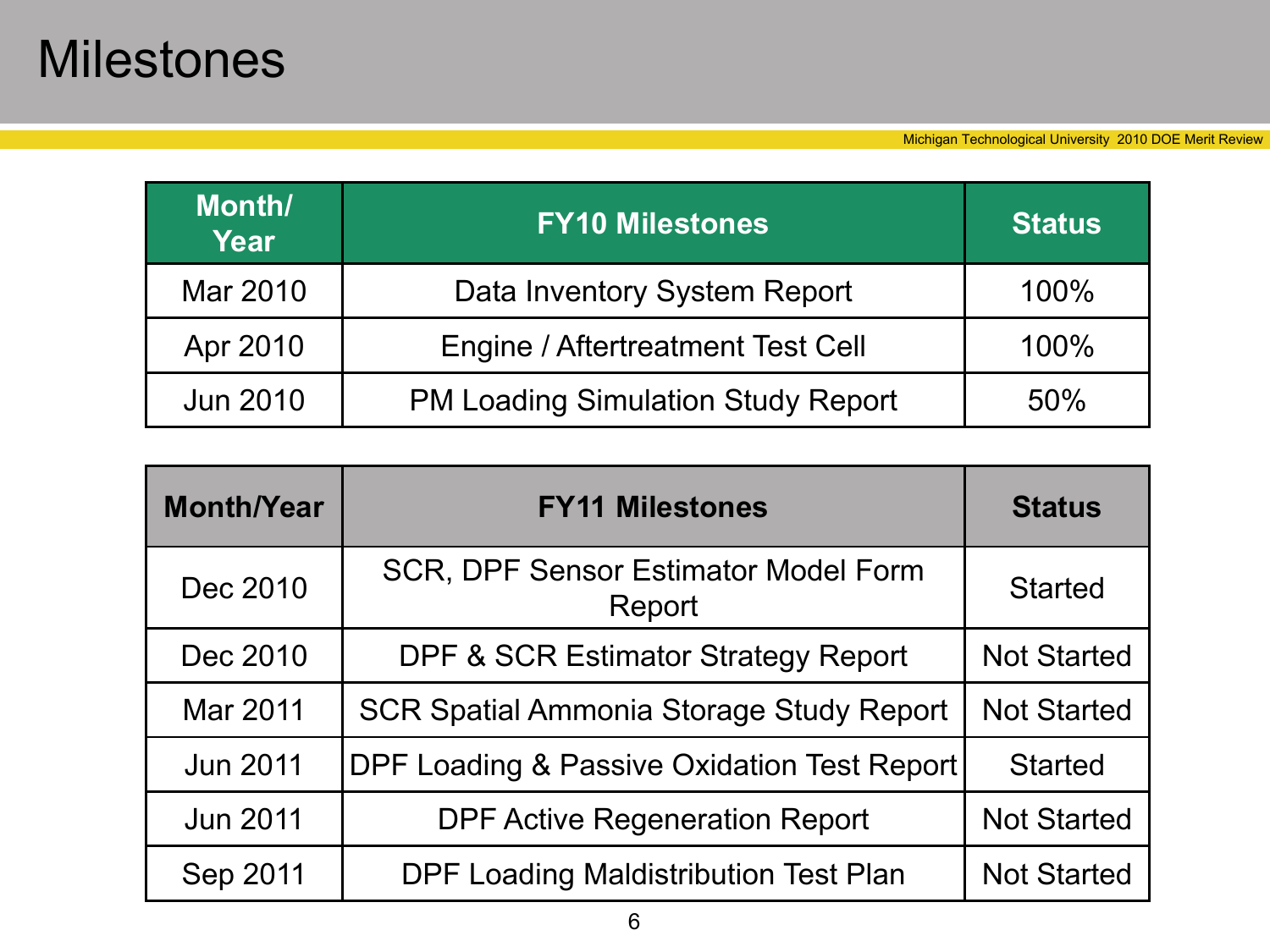# Milestones

| Month/ Year | FY10 Milestones | Status |
|---|---|---|
| Mar 2010 | Data Inventory System Report | 100% |
| Apr 2010 | Engine / Aftertreatment Test Cell | 100% |
| Jun 2010 | PM Loading Simulation Study Report | 50% |

| Month/Year | FY11 Milestones | Status |
|---|---|---|
| Dec 2010 | SCR, DPF Sensor Estimator Model Form Report | Started |
| Dec 2010 | DPF & SCR Estimator Strategy Report | Not Started |
| Mar 2011 | SCR Spatial Ammonia Storage Study Report | Not Started |
| Jun 2011 | DPF Loading & Passive Oxidation Test Report | Started |
| Jun 2011 | DPF Active Regeneration Report | Not Started |
| Sep 2011 | DPF Loading Maldistribution Test Plan | Not Started |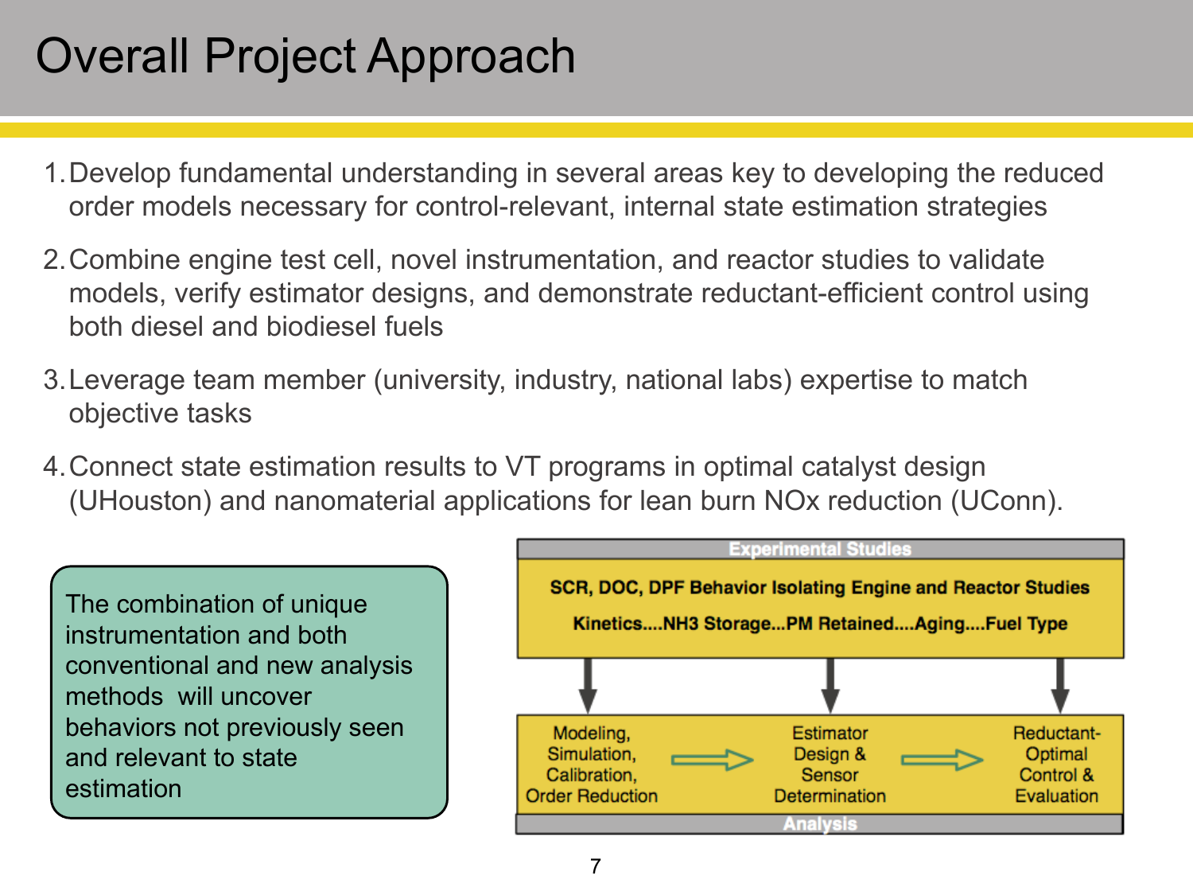# Overall Project Approach

1. Develop fundamental understanding in several areas key to developing the reduced order models necessary for control-relevant, internal state estimation strategies
2. Combine engine test cell, novel instrumentation, and reactor studies to validate models, verify estimator designs, and demonstrate reductant-efficient control using both diesel and biodiesel fuels
3. Leverage team member (university, industry, national labs) expertise to match objective tasks
4. Connect state estimation results to VT programs in optimal catalyst design (UHouston) and nanomaterial applications for lean burn NOx reduction (UConn).

The combination of unique instrumentation and both conventional and new analysis methods will uncover behaviors not previously seen and relevant to state estimation

**Experimental Studies**

**SCR, DOC, DPF Behavior Isolating Engine and Reactor Studies**

**Kinetics....NH3 Storage...PM Retained....Aging....Fuel Type**

Modeling, Simulation, Calibration, Order Reduction → Estimator Design & Sensor Determination → Reductant-Optimal Control & Evaluation

**Analysis**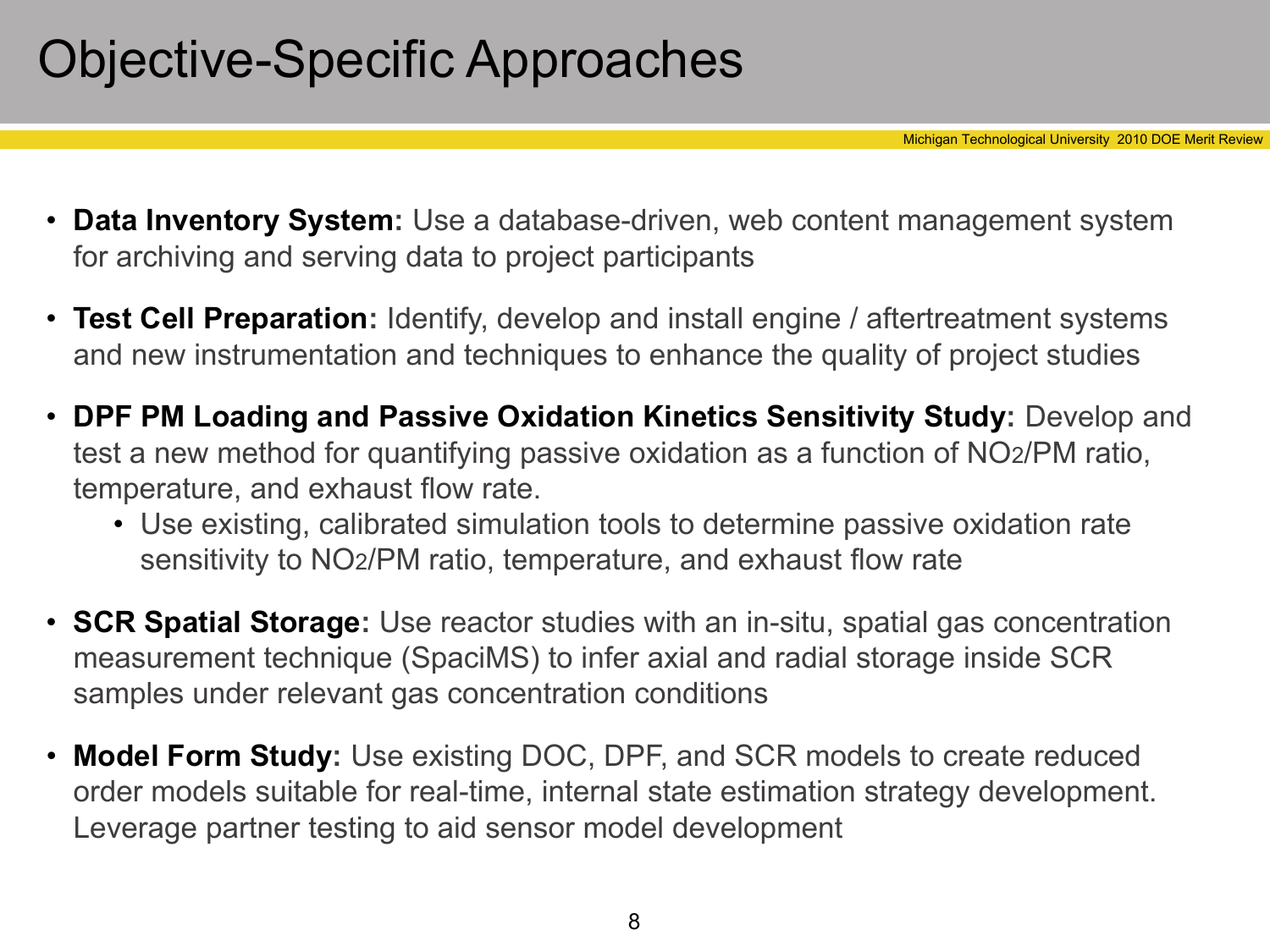# Objective-Specific Approaches

- **Data Inventory System:** Use a database-driven, web content management system for archiving and serving data to project participants
- **Test Cell Preparation:** Identify, develop and install engine / aftertreatment systems and new instrumentation and techniques to enhance the quality of project studies
- **DPF PM Loading and Passive Oxidation Kinetics Sensitivity Study:** Develop and test a new method for quantifying passive oxidation as a function of $NO_2$/PM ratio, temperature, and exhaust flow rate.
  - Use existing, calibrated simulation tools to determine passive oxidation rate sensitivity to $NO_2$/PM ratio, temperature, and exhaust flow rate
- **SCR Spatial Storage:** Use reactor studies with an in-situ, spatial gas concentration measurement technique (SpaciMS) to infer axial and radial storage inside SCR samples under relevant gas concentration conditions
- **Model Form Study:** Use existing DOC, DPF, and SCR models to create reduced order models suitable for real-time, internal state estimation strategy development. Leverage partner testing to aid sensor model development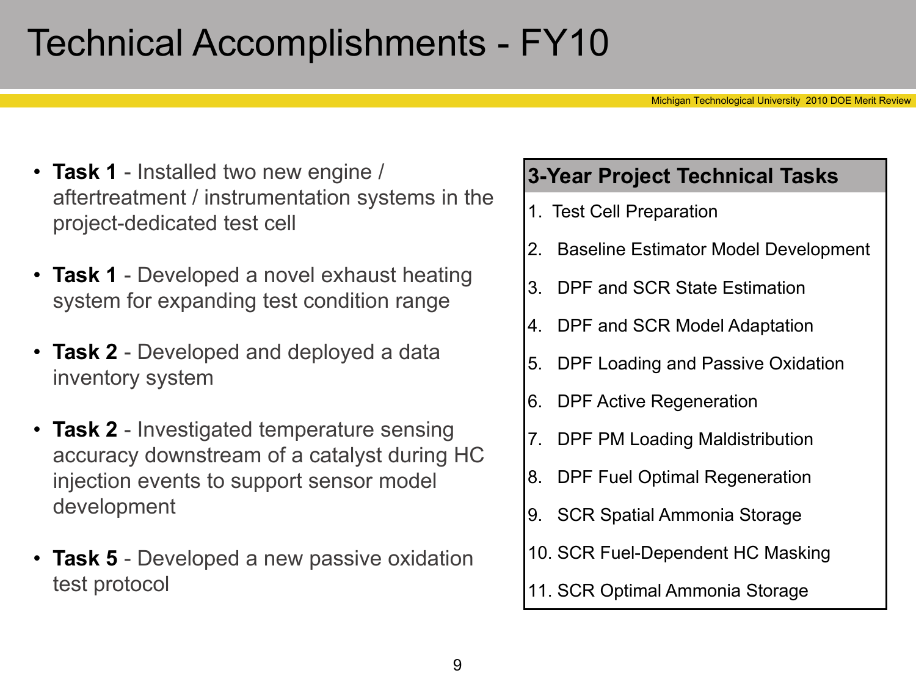# Technical Accomplishments - FY10

- **Task 1** - Installed two new engine / aftertreatment / instrumentation systems in the project-dedicated test cell
- **Task 1** - Developed a novel exhaust heating system for expanding test condition range
- **Task 2** - Developed and deployed a data inventory system
- **Task 2** - Investigated temperature sensing accuracy downstream of a catalyst during HC injection events to support sensor model development
- **Task 5** - Developed a new passive oxidation test protocol

| **3-Year Project Technical Tasks** |
|---|
| 1. Test Cell Preparation |
| 2. Baseline Estimator Model Development |
| 3. DPF and SCR State Estimation |
| 4. DPF and SCR Model Adaptation |
| 5. DPF Loading and Passive Oxidation |
| 6. DPF Active Regeneration |
| 7. DPF PM Loading Maldistribution |
| 8. DPF Fuel Optimal Regeneration |
| 9. SCR Spatial Ammonia Storage |
| 10. SCR Fuel-Dependent HC Masking |
| 11. SCR Optimal Ammonia Storage |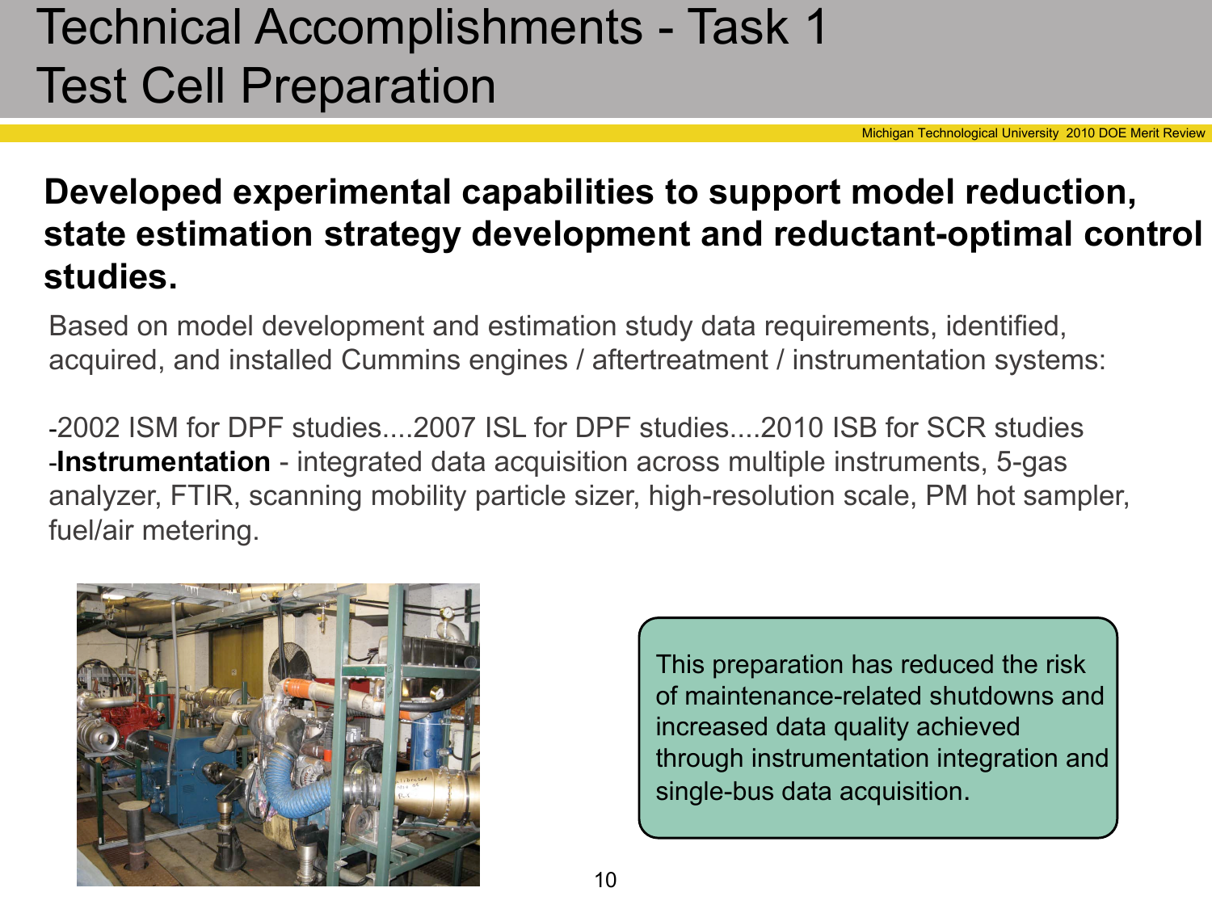# Technical Accomplishments - Task 1 Test Cell Preparation

**Developed experimental capabilities to support model reduction, state estimation strategy development and reductant-optimal control studies.**

Based on model development and estimation study data requirements, identified, acquired, and installed Cummins engines / aftertreatment / instrumentation systems:

-2002 ISM for DPF studies....2007 ISL for DPF studies....2010 ISB for SCR studies
-**Instrumentation** - integrated data acquisition across multiple instruments, 5-gas analyzer, FTIR, scanning mobility particle sizer, high-resolution scale, PM hot sampler, fuel/air metering.

This preparation has reduced the risk of maintenance-related shutdowns and increased data quality achieved through instrumentation integration and single-bus data acquisition.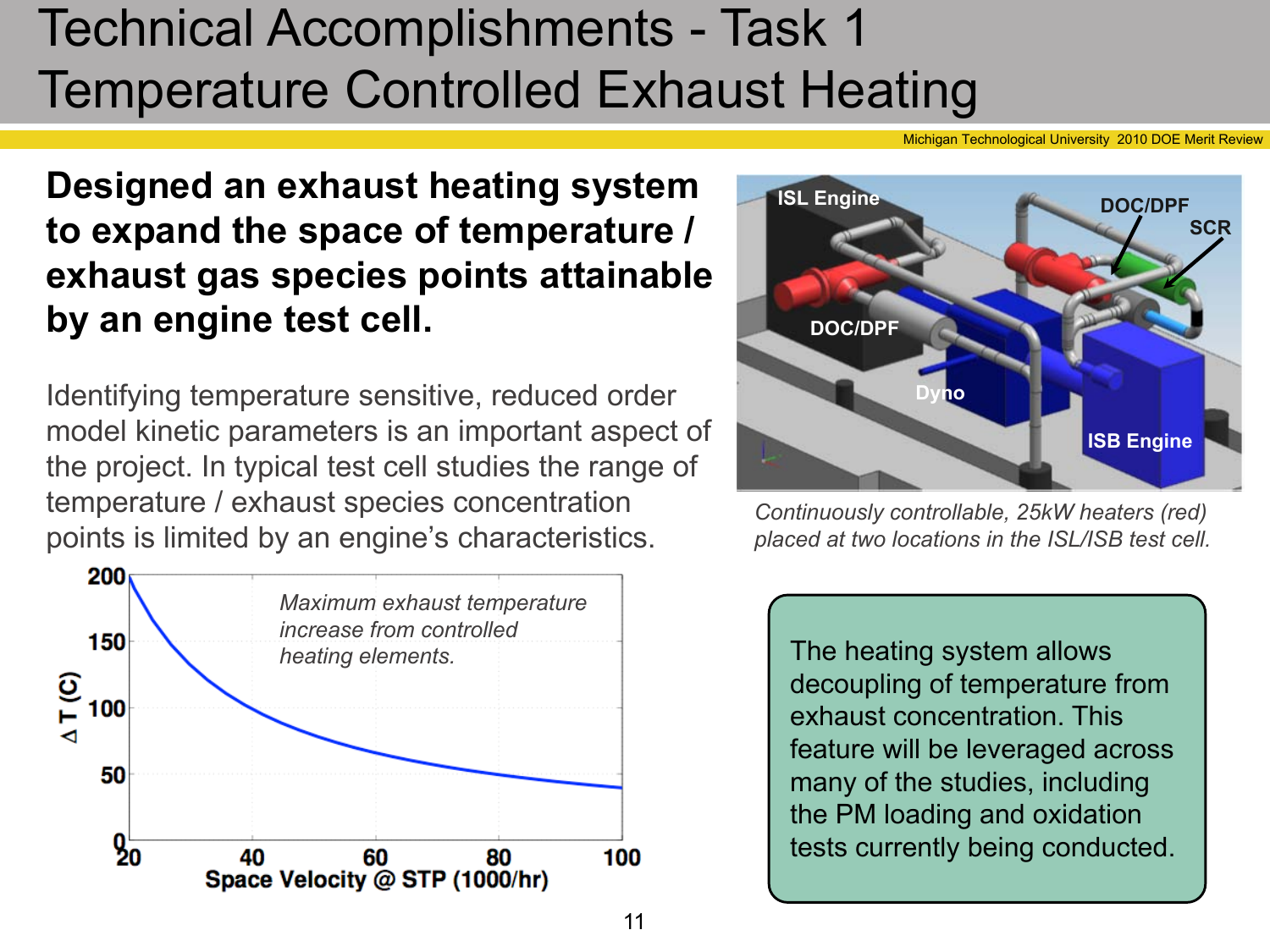# Technical Accomplishments - Task 1
# Temperature Controlled Exhaust Heating

**Designed an exhaust heating system to expand the space of temperature / exhaust gas species points attainable by an engine test cell.**

Identifying temperature sensitive, reduced order model kinetic parameters is an important aspect of the project. In typical test cell studies the range of temperature / exhaust species concentration points is limited by an engine's characteristics.

*Maximum exhaust temperature increase from controlled heating elements.*

*Continuously controllable, 25kW heaters (red) placed at two locations in the ISL/ISB test cell.*

The heating system allows decoupling of temperature from exhaust concentration. This feature will be leveraged across many of the studies, including the PM loading and oxidation tests currently being conducted.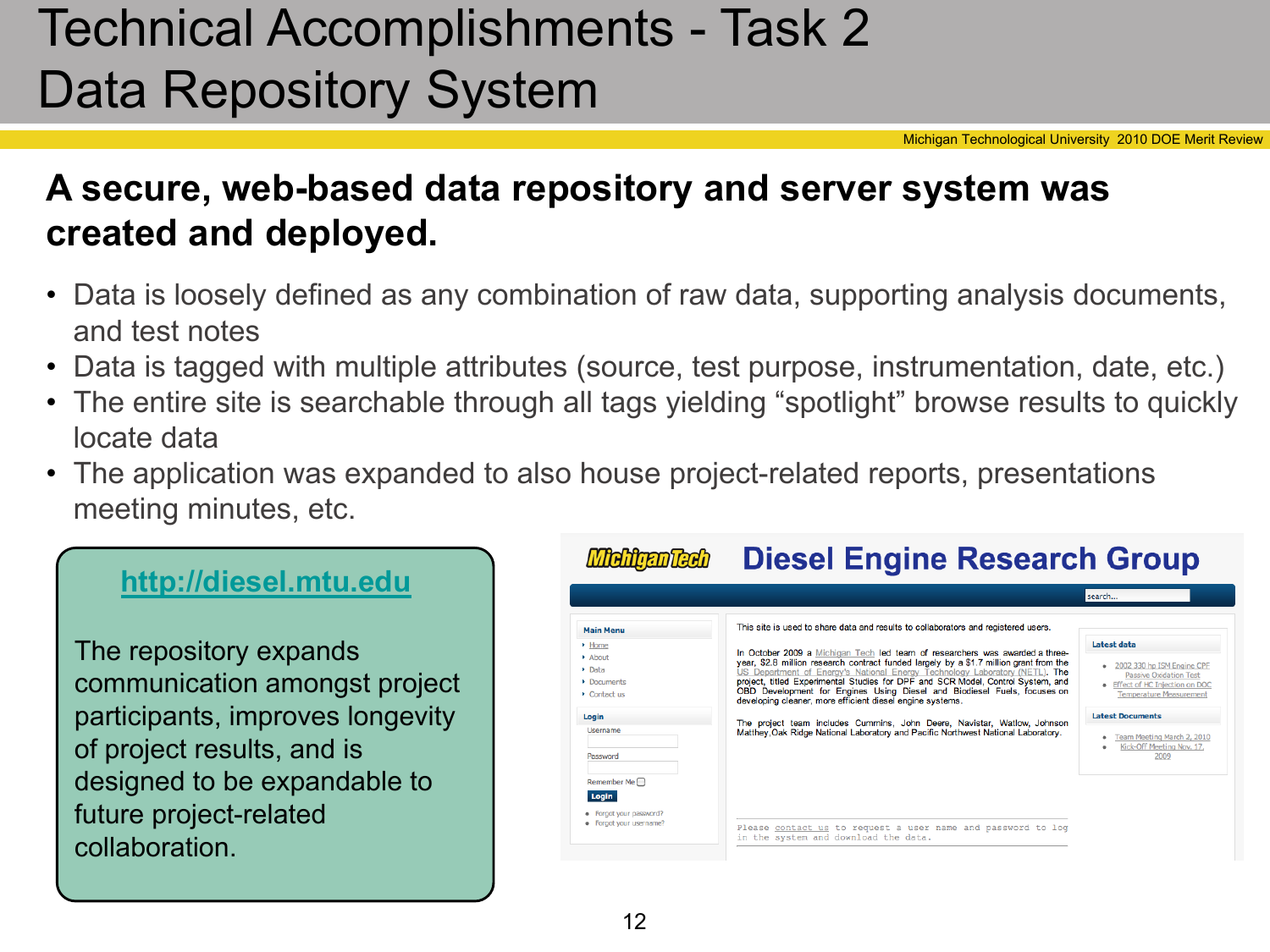# Technical Accomplishments - Task 2
# Data Repository System

## A secure, web-based data repository and server system was created and deployed.

- Data is loosely defined as any combination of raw data, supporting analysis documents, and test notes
- Data is tagged with multiple attributes (source, test purpose, instrumentation, date, etc.)
- The entire site is searchable through all tags yielding "spotlight" browse results to quickly locate data
- The application was expanded to also house project-related reports, presentations meeting minutes, etc.

http://diesel.mtu.edu

The repository expands communication amongst project participants, improves longevity of project results, and is designed to be expandable to future project-related collaboration.

**Michigan Tech** Diesel Engine Research Group

search...

**Main Menu**
- Home
- About
- Data
- Documents
- Contact us

**Login**

Username

Password

Remember Me

Login

- Forgot your password?
- Forgot your username?

This site is used to share data and results to collaborators and registered users.

In October 2009 a Michigan Tech led team of researchers was awarded a three-year, $2.8 million research contract funded largely by a $1.7 million grant from the US Department of Energy's National Energy Technology Laboratory (NETL). The project, titled Experimental Studies for DPF and SCR Model, Control System, and OBD Development for Engines Using Diesel and Biodiesel Fuels, focuses on developing cleaner, more efficient diesel engine systems.

The project team includes Cummins, John Deere, Navistar, Watlow, Johnson Matthey, Oak Ridge National Laboratory and Pacific Northwest National Laboratory.

Please contact us to request a user name and password to log in the system and download the data.

**Latest data**
- 2002 330 hp ISM Engine CPF Passive Oxidation Test
- Effect of HC Injection on DOC Temperature Measurement

**Latest Documents**
- Team Meeting March 2, 2010
- Kick-Off Meeting Nov. 17, 2009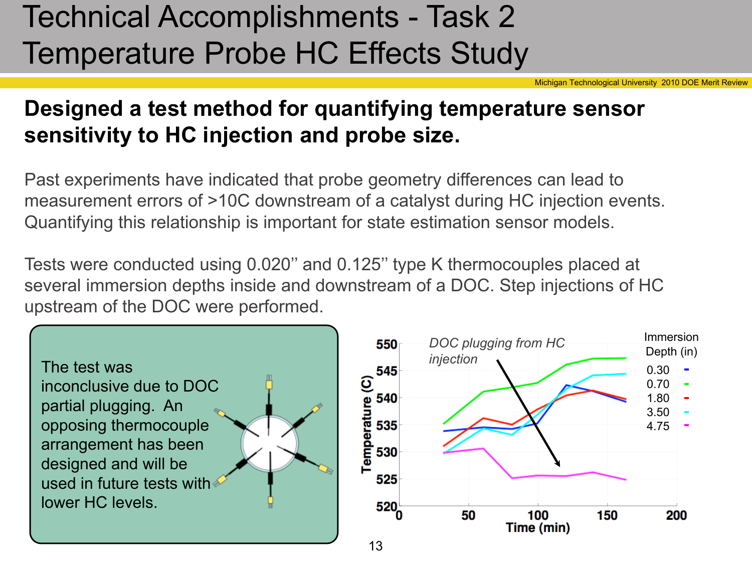# Technical Accomplishments - Task 2
# Temperature Probe HC Effects Study

## Designed a test method for quantifying temperature sensor sensitivity to HC injection and probe size.

Past experiments have indicated that probe geometry differences can lead to measurement errors of >10C downstream of a catalyst during HC injection events. Quantifying this relationship is important for state estimation sensor models.

Tests were conducted using 0.020'' and 0.125'' type K thermocouples placed at several immersion depths inside and downstream of a DOC. Step injections of HC upstream of the DOC were performed.

The test was inconclusive due to DOC partial plugging. An opposing thermocouple arrangement has been designed and will be used in future tests with lower HC levels.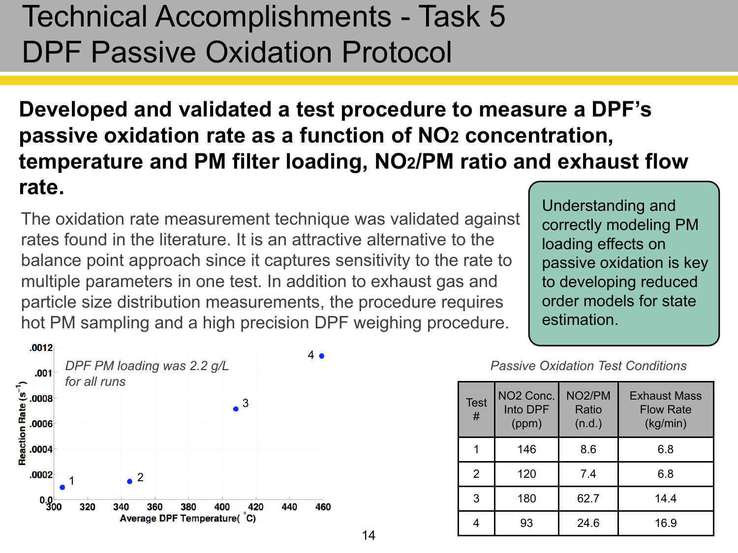# Technical Accomplishments - Task 5
# DPF Passive Oxidation Protocol

**Developed and validated a test procedure to measure a DPF's passive oxidation rate as a function of $NO_2$ concentration, temperature and PM filter loading, $NO_2$/PM ratio and exhaust flow rate.**

The oxidation rate measurement technique was validated against rates found in the literature. It is an attractive alternative to the balance point approach since it captures sensitivity to the rate to multiple parameters in one test. In addition to exhaust gas and particle size distribution measurements, the procedure requires hot PM sampling and a high precision DPF weighing procedure.

Understanding and correctly modeling PM loading effects on passive oxidation is key to developing reduced order models for state estimation.

*DPF PM loading was 2.2 g/L for all runs*

Reaction Rate ($s^{-1}$) vs. Average DPF Temperature (°C)

*Passive Oxidation Test Conditions*

| Test # | NO2 Conc. Into DPF (ppm) | NO2/PM Ratio (n.d.) | Exhaust Mass Flow Rate (kg/min) |
|---|---|---|---|
| 1 | 146 | 8.6 | 6.8 |
| 2 | 120 | 7.4 | 6.8 |
| 3 | 180 | 62.7 | 14.4 |
| 4 | 93 | 24.6 | 16.9 |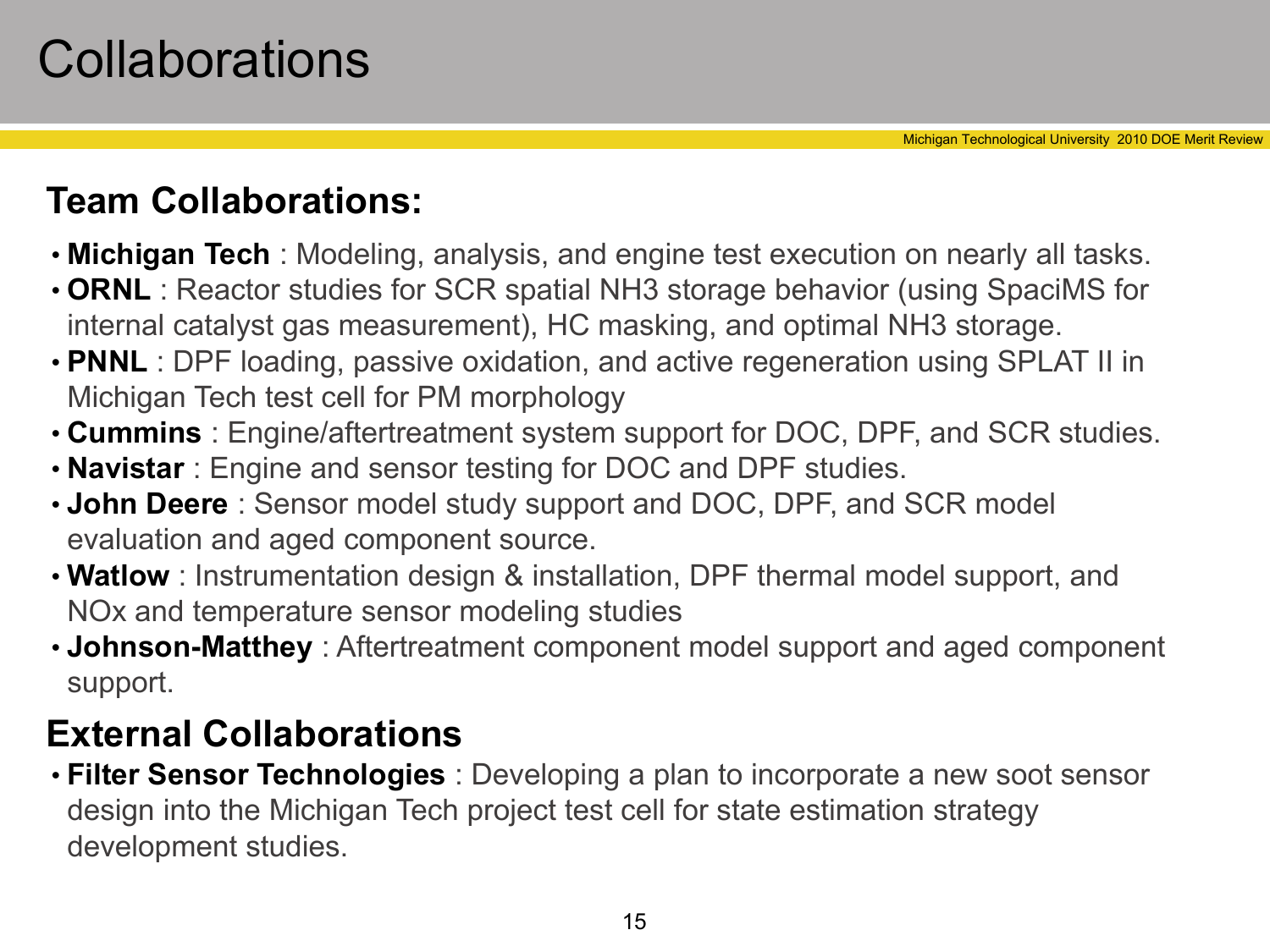# Collaborations

## Team Collaborations:

- **Michigan Tech** : Modeling, analysis, and engine test execution on nearly all tasks.
- **ORNL** : Reactor studies for SCR spatial $NH_3$ storage behavior (using SpaciMS for internal catalyst gas measurement), HC masking, and optimal $NH_3$ storage.
- **PNNL** : DPF loading, passive oxidation, and active regeneration using SPLAT II in Michigan Tech test cell for PM morphology
- **Cummins** : Engine/aftertreatment system support for DOC, DPF, and SCR studies.
- **Navistar** : Engine and sensor testing for DOC and DPF studies.
- **John Deere** : Sensor model study support and DOC, DPF, and SCR model evaluation and aged component source.
- **Watlow** : Instrumentation design & installation, DPF thermal model support, and $NO_x$ and temperature sensor modeling studies
- **Johnson-Matthey** : Aftertreatment component model support and aged component support.

## External Collaborations

- **Filter Sensor Technologies** : Developing a plan to incorporate a new soot sensor design into the Michigan Tech project test cell for state estimation strategy development studies.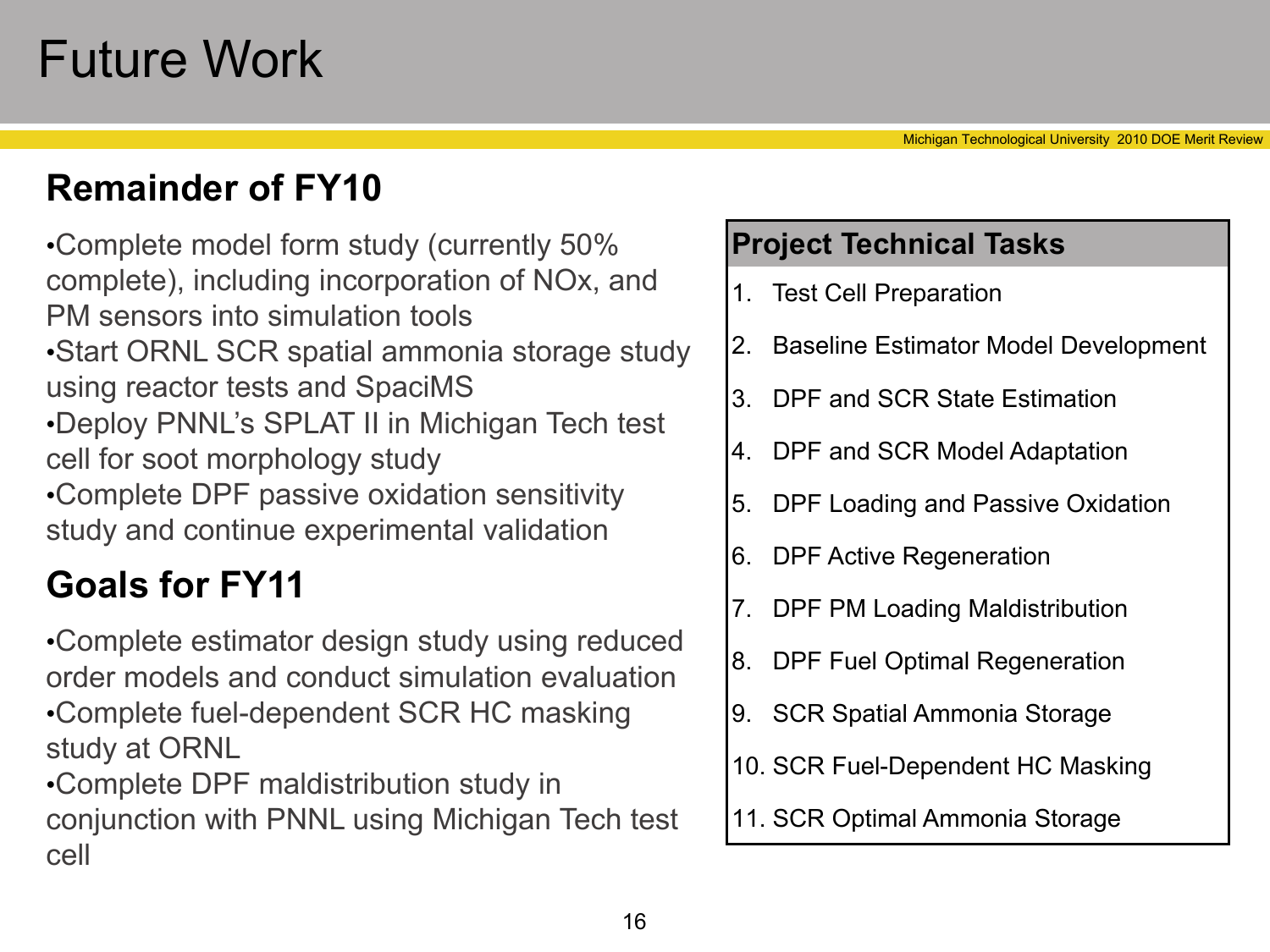# Future Work

## Remainder of FY10

- Complete model form study (currently 50% complete), including incorporation of NOx, and PM sensors into simulation tools
- Start ORNL SCR spatial ammonia storage study using reactor tests and SpaciMS
- Deploy PNNL's SPLAT II in Michigan Tech test cell for soot morphology study
- Complete DPF passive oxidation sensitivity study and continue experimental validation

## Goals for FY11

- Complete estimator design study using reduced order models and conduct simulation evaluation
- Complete fuel-dependent SCR HC masking study at ORNL
- Complete DPF maldistribution study in conjunction with PNNL using Michigan Tech test cell

| Project Technical Tasks |
| --- |
| 1. Test Cell Preparation |
| 2. Baseline Estimator Model Development |
| 3. DPF and SCR State Estimation |
| 4. DPF and SCR Model Adaptation |
| 5. DPF Loading and Passive Oxidation |
| 6. DPF Active Regeneration |
| 7. DPF PM Loading Maldistribution |
| 8. DPF Fuel Optimal Regeneration |
| 9. SCR Spatial Ammonia Storage |
| 10. SCR Fuel-Dependent HC Masking |
| 11. SCR Optimal Ammonia Storage |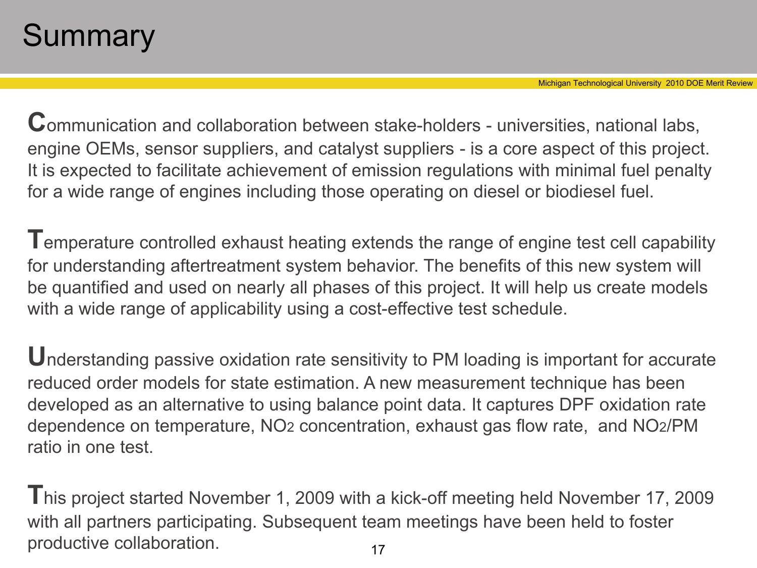# Summary

**C**ommunication and collaboration between stake-holders - universities, national labs, engine OEMs, sensor suppliers, and catalyst suppliers - is a core aspect of this project. It is expected to facilitate achievement of emission regulations with minimal fuel penalty for a wide range of engines including those operating on diesel or biodiesel fuel.

**T**emperature controlled exhaust heating extends the range of engine test cell capability for understanding aftertreatment system behavior. The benefits of this new system will be quantified and used on nearly all phases of this project. It will help us create models with a wide range of applicability using a cost-effective test schedule.

**U**nderstanding passive oxidation rate sensitivity to PM loading is important for accurate reduced order models for state estimation. A new measurement technique has been developed as an alternative to using balance point data. It captures DPF oxidation rate dependence on temperature, $NO_2$ concentration, exhaust gas flow rate, and $NO_2$/PM ratio in one test.

**T**his project started November 1, 2009 with a kick-off meeting held November 17, 2009 with all partners participating. Subsequent team meetings have been held to foster productive collaboration.